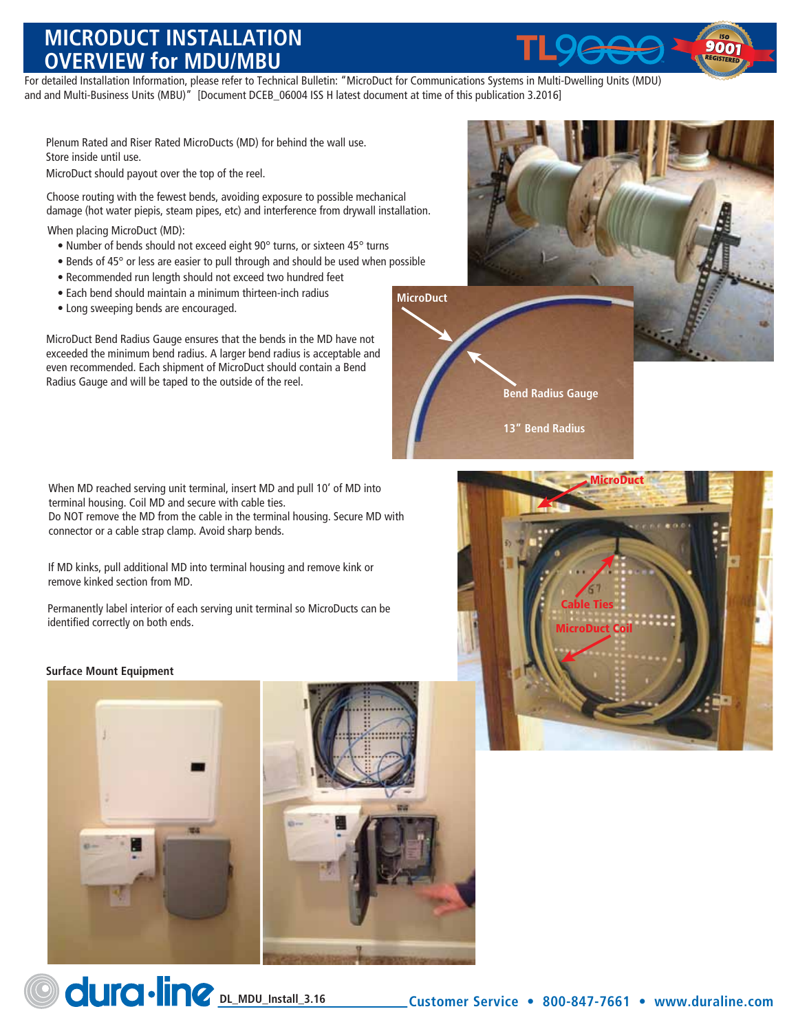# MICRODUCT INSTALLATION OVERVIEW for MDU/MBU

For detailed Installation Information, please refer to Technical Bulletin: "MicroDuct for Communications Systems in Multi-Dwelling Units (MDU) and and Multi-Business Units (MBU)" [Document DCEB_06004 ISS H latest document at time of this publication 3.2016]

Plenum Rated and Riser Rated MicroDucts (MD) for behind the wall use.
Store inside until use.
MicroDuct should payout over the top of the reel.

Choose routing with the fewest bends, avoiding exposure to possible mechanical damage (hot water piepis, steam pipes, etc) and interference from drywall installation.

When placing MicroDuct (MD):

- Number of bends should not exceed eight 90° turns, or sixteen 45° turns
- Bends of 45° or less are easier to pull through and should be used when possible
- Recommended run length should not exceed two hundred feet
- Each bend should maintain a minimum thirteen-inch radius
- Long sweeping bends are encouraged.

MicroDuct Bend Radius Gauge ensures that the bends in the MD have not exceeded the minimum bend radius. A larger bend radius is acceptable and even recommended. Each shipment of MicroDuct should contain a Bend Radius Gauge and will be taped to the outside of the reel.

MicroDuct

Bend Radius Gauge

13" Bend Radius

When MD reached serving unit terminal, insert MD and pull 10' of MD into terminal housing. Coil MD and secure with cable ties.
Do NOT remove the MD from the cable in the terminal housing. Secure MD with connector or a cable strap clamp. Avoid sharp bends.

If MD kinks, pull additional MD into terminal housing and remove kink or remove kinked section from MD.

Permanently label interior of each serving unit terminal so MicroDucts can be identified correctly on both ends.

MicroDuct

Cable Ties

MicroDuct Coil

**Surface Mount Equipment**

DL_MDU_Install_3.16

Customer Service • 800-847-7661 • www.duraline.com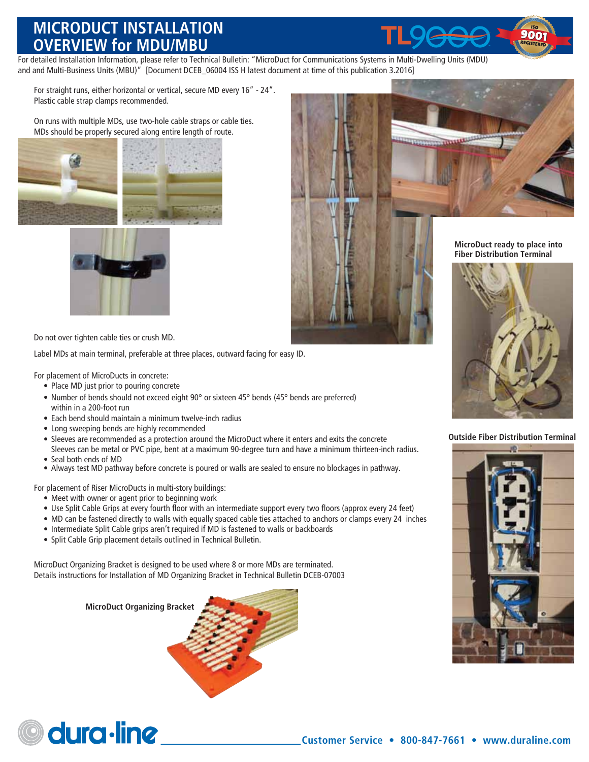# MICRODUCT INSTALLATION OVERVIEW for MDU/MBU

For detailed Installation Information, please refer to Technical Bulletin: "MicroDuct for Communications Systems in Multi-Dwelling Units (MDU) and Multi-Business Units (MBU)" [Document DCEB_06004 ISS H latest document at time of this publication 3.2016]

For straight runs, either horizontal or vertical, secure MD every 16" - 24". Plastic cable strap clamps recommended.

On runs with multiple MDs, use two-hole cable straps or cable ties. MDs should be properly secured along entire length of route.

Do not over tighten cable ties or crush MD.

Label MDs at main terminal, preferable at three places, outward facing for easy ID.

For placement of MicroDucts in concrete:

- Place MD just prior to pouring concrete
- Number of bends should not exceed eight 90° or sixteen 45° bends (45° bends are preferred) within in a 200-foot run
- Each bend should maintain a minimum twelve-inch radius
- Long sweeping bends are highly recommended
- Sleeves are recommended as a protection around the MicroDuct where it enters and exits the concrete Sleeves can be metal or PVC pipe, bent at a maximum 90-degree turn and have a minimum thirteen-inch radius.
- Seal both ends of MD
- Always test MD pathway before concrete is poured or walls are sealed to ensure no blockages in pathway.

For placement of Riser MicroDucts in multi-story buildings:

- Meet with owner or agent prior to beginning work
- Use Split Cable Grips at every fourth floor with an intermediate support every two floors (approx every 24 feet)
- MD can be fastened directly to walls with equally spaced cable ties attached to anchors or clamps every 24 inches
- Intermediate Split Cable grips aren't required if MD is fastened to walls or backboards
- Split Cable Grip placement details outlined in Technical Bulletin.

MicroDuct Organizing Bracket is designed to be used where 8 or more MDs are terminated. Details instructions for Installation of MD Organizing Bracket in Technical Bulletin DCEB-07003

MicroDuct Organizing Bracket

MicroDuct ready to place into Fiber Distribution Terminal

Outside Fiber Distribution Terminal

Customer Service • 800-847-7661 • www.duraline.com